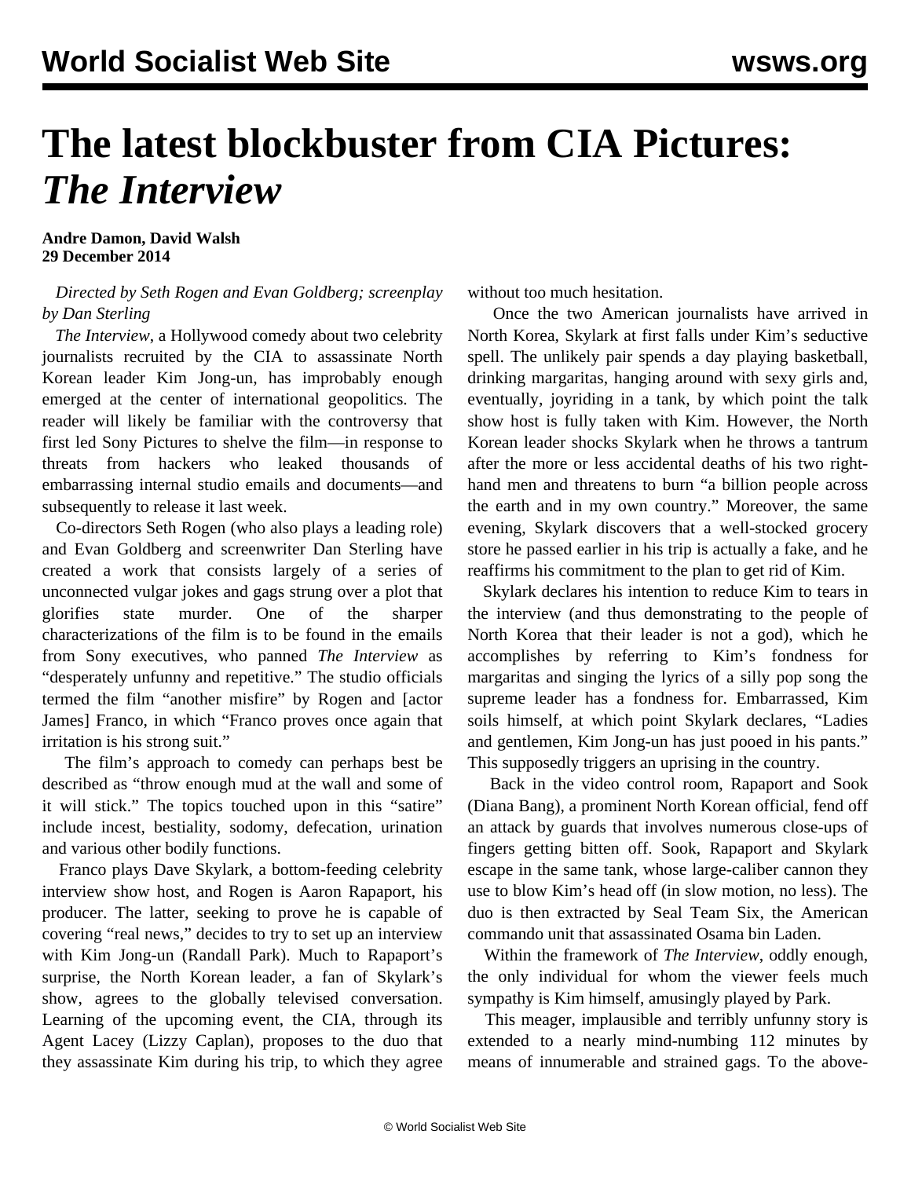# The latest blockbuster from CIA Pictures: *The Interview*

**Andre Damon, David Walsh**
**29 December 2014**

*Directed by Seth Rogen and Evan Goldberg; screenplay by Dan Sterling*

*The Interview*, a Hollywood comedy about two celebrity journalists recruited by the CIA to assassinate North Korean leader Kim Jong-un, has improbably enough emerged at the center of international geopolitics. The reader will likely be familiar with the controversy that first led Sony Pictures to shelve the film—in response to threats from hackers who leaked thousands of embarrassing internal studio emails and documents—and subsequently to release it last week.

Co-directors Seth Rogen (who also plays a leading role) and Evan Goldberg and screenwriter Dan Sterling have created a work that consists largely of a series of unconnected vulgar jokes and gags strung over a plot that glorifies state murder. One of the sharper characterizations of the film is to be found in the emails from Sony executives, who panned *The Interview* as "desperately unfunny and repetitive." The studio officials termed the film "another misfire" by Rogen and [actor James] Franco, in which "Franco proves once again that irritation is his strong suit."

The film's approach to comedy can perhaps best be described as "throw enough mud at the wall and some of it will stick." The topics touched upon in this "satire" include incest, bestiality, sodomy, defecation, urination and various other bodily functions.

Franco plays Dave Skylark, a bottom-feeding celebrity interview show host, and Rogen is Aaron Rapaport, his producer. The latter, seeking to prove he is capable of covering "real news," decides to try to set up an interview with Kim Jong-un (Randall Park). Much to Rapaport's surprise, the North Korean leader, a fan of Skylark's show, agrees to the globally televised conversation. Learning of the upcoming event, the CIA, through its Agent Lacey (Lizzy Caplan), proposes to the duo that they assassinate Kim during his trip, to which they agree without too much hesitation.

Once the two American journalists have arrived in North Korea, Skylark at first falls under Kim's seductive spell. The unlikely pair spends a day playing basketball, drinking margaritas, hanging around with sexy girls and, eventually, joyriding in a tank, by which point the talk show host is fully taken with Kim. However, the North Korean leader shocks Skylark when he throws a tantrum after the more or less accidental deaths of his two right-hand men and threatens to burn "a billion people across the earth and in my own country." Moreover, the same evening, Skylark discovers that a well-stocked grocery store he passed earlier in his trip is actually a fake, and he reaffirms his commitment to the plan to get rid of Kim.

Skylark declares his intention to reduce Kim to tears in the interview (and thus demonstrating to the people of North Korea that their leader is not a god), which he accomplishes by referring to Kim's fondness for margaritas and singing the lyrics of a silly pop song the supreme leader has a fondness for. Embarrassed, Kim soils himself, at which point Skylark declares, "Ladies and gentlemen, Kim Jong-un has just pooed in his pants." This supposedly triggers an uprising in the country.

Back in the video control room, Rapaport and Sook (Diana Bang), a prominent North Korean official, fend off an attack by guards that involves numerous close-ups of fingers getting bitten off. Sook, Rapaport and Skylark escape in the same tank, whose large-caliber cannon they use to blow Kim's head off (in slow motion, no less). The duo is then extracted by Seal Team Six, the American commando unit that assassinated Osama bin Laden.

Within the framework of *The Interview*, oddly enough, the only individual for whom the viewer feels much sympathy is Kim himself, amusingly played by Park.

This meager, implausible and terribly unfunny story is extended to a nearly mind-numbing 112 minutes by means of innumerable and strained gags. To the above-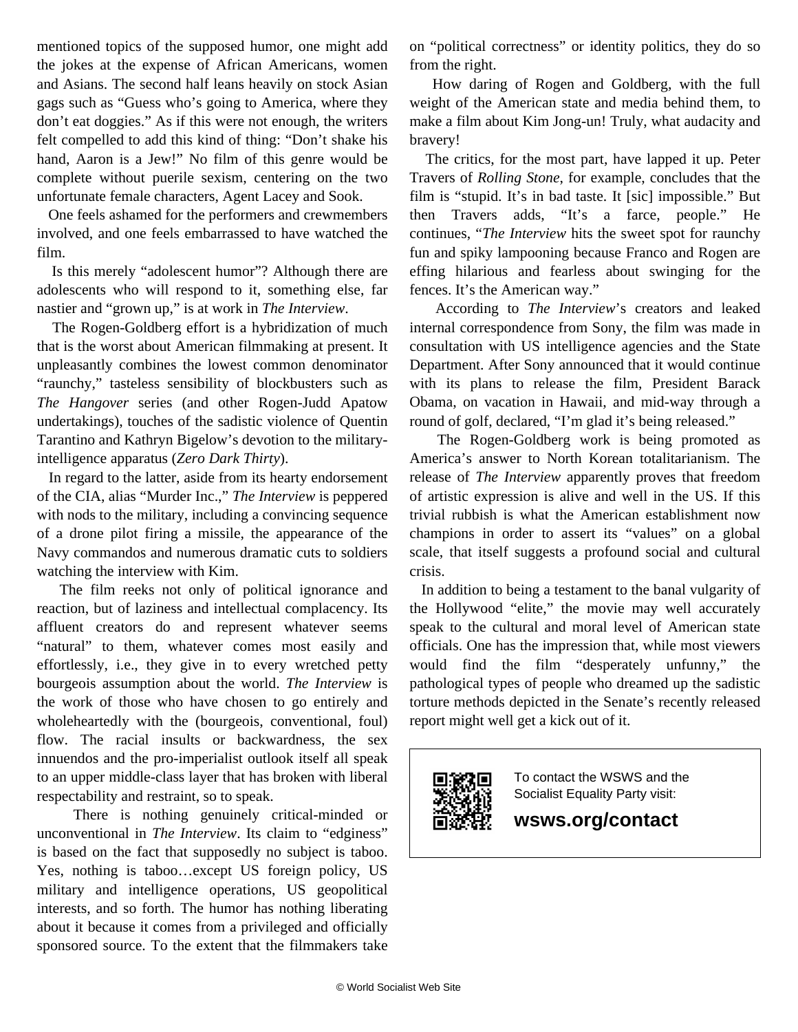mentioned topics of the supposed humor, one might add the jokes at the expense of African Americans, women and Asians. The second half leans heavily on stock Asian gags such as "Guess who's going to America, where they don't eat doggies." As if this were not enough, the writers felt compelled to add this kind of thing: "Don't shake his hand, Aaron is a Jew!" No film of this genre would be complete without puerile sexism, centering on the two unfortunate female characters, Agent Lacey and Sook.

One feels ashamed for the performers and crewmembers involved, and one feels embarrassed to have watched the film.

Is this merely "adolescent humor"? Although there are adolescents who will respond to it, something else, far nastier and "grown up," is at work in *The Interview*.

The Rogen-Goldberg effort is a hybridization of much that is the worst about American filmmaking at present. It unpleasantly combines the lowest common denominator "raunchy," tasteless sensibility of blockbusters such as *The Hangover* series (and other Rogen-Judd Apatow undertakings), touches of the sadistic violence of Quentin Tarantino and Kathryn Bigelow's devotion to the military-intelligence apparatus (*Zero Dark Thirty*).

In regard to the latter, aside from its hearty endorsement of the CIA, alias "Murder Inc.," *The Interview* is peppered with nods to the military, including a convincing sequence of a drone pilot firing a missile, the appearance of the Navy commandos and numerous dramatic cuts to soldiers watching the interview with Kim.

The film reeks not only of political ignorance and reaction, but of laziness and intellectual complacency. Its affluent creators do and represent whatever seems "natural" to them, whatever comes most easily and effortlessly, i.e., they give in to every wretched petty bourgeois assumption about the world. *The Interview* is the work of those who have chosen to go entirely and wholeheartedly with the (bourgeois, conventional, foul) flow. The racial insults or backwardness, the sex innuendos and the pro-imperialist outlook itself all speak to an upper middle-class layer that has broken with liberal respectability and restraint, so to speak.

There is nothing genuinely critical-minded or unconventional in *The Interview*. Its claim to "edginess" is based on the fact that supposedly no subject is taboo. Yes, nothing is taboo…except US foreign policy, US military and intelligence operations, US geopolitical interests, and so forth. The humor has nothing liberating about it because it comes from a privileged and officially sponsored source. To the extent that the filmmakers take on "political correctness" or identity politics, they do so from the right.

How daring of Rogen and Goldberg, with the full weight of the American state and media behind them, to make a film about Kim Jong-un! Truly, what audacity and bravery!

The critics, for the most part, have lapped it up. Peter Travers of *Rolling Stone*, for example, concludes that the film is "stupid. It's in bad taste. It [sic] impossible." But then Travers adds, "It's a farce, people." He continues, "*The Interview* hits the sweet spot for raunchy fun and spiky lampooning because Franco and Rogen are effing hilarious and fearless about swinging for the fences. It's the American way."

According to *The Interview*'s creators and leaked internal correspondence from Sony, the film was made in consultation with US intelligence agencies and the State Department. After Sony announced that it would continue with its plans to release the film, President Barack Obama, on vacation in Hawaii, and mid-way through a round of golf, declared, "I'm glad it's being released."

The Rogen-Goldberg work is being promoted as America's answer to North Korean totalitarianism. The release of *The Interview* apparently proves that freedom of artistic expression is alive and well in the US. If this trivial rubbish is what the American establishment now champions in order to assert its "values" on a global scale, that itself suggests a profound social and cultural crisis.

In addition to being a testament to the banal vulgarity of the Hollywood "elite," the movie may well accurately speak to the cultural and moral level of American state officials. One has the impression that, while most viewers would find the film "desperately unfunny," the pathological types of people who dreamed up the sadistic torture methods depicted in the Senate's recently released report might well get a kick out of it.

To contact the WSWS and the Socialist Equality Party visit:

**wsws.org/contact**